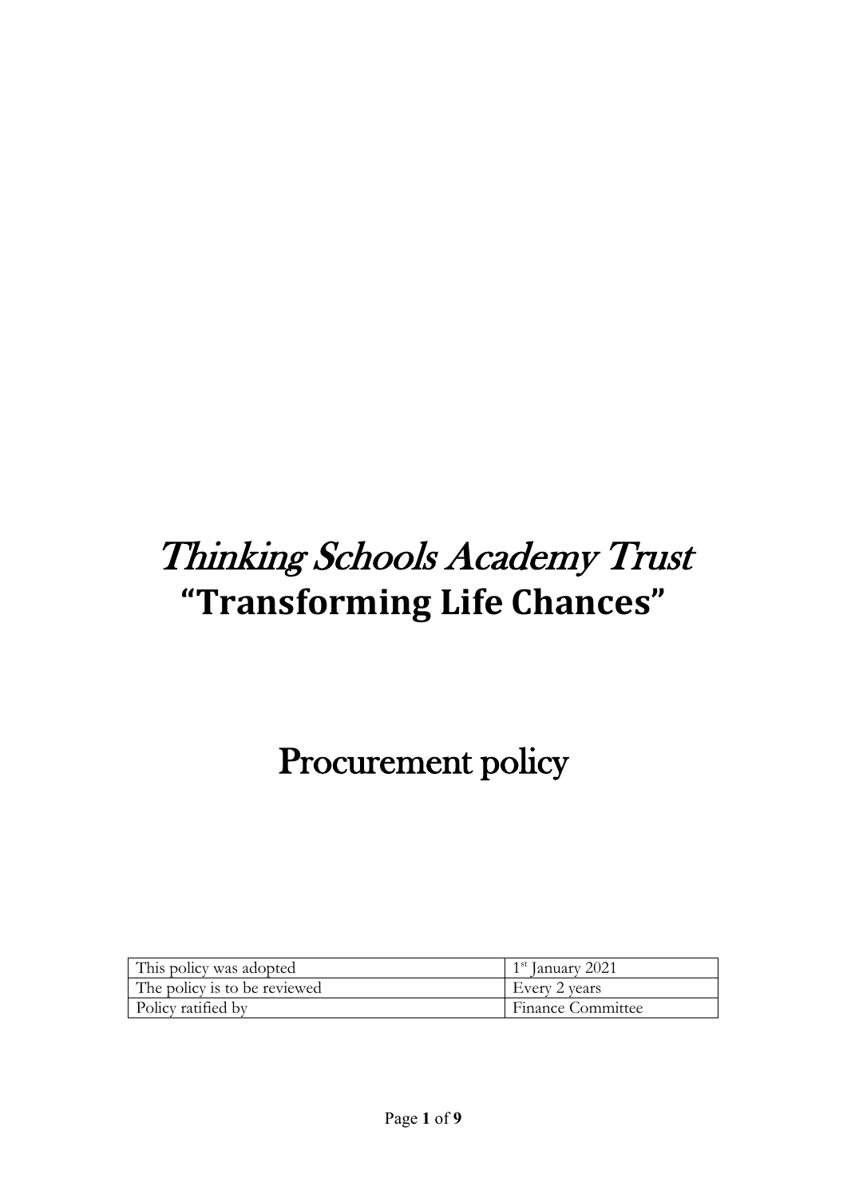# Thinking Schools Academy Trust

## "Transforming Life Chances"

# Procurement policy

| This policy was adopted | 1st January 2021 |
| --- | --- |
| The policy is to be reviewed | Every 2 years |
| Policy ratified by | Finance Committee |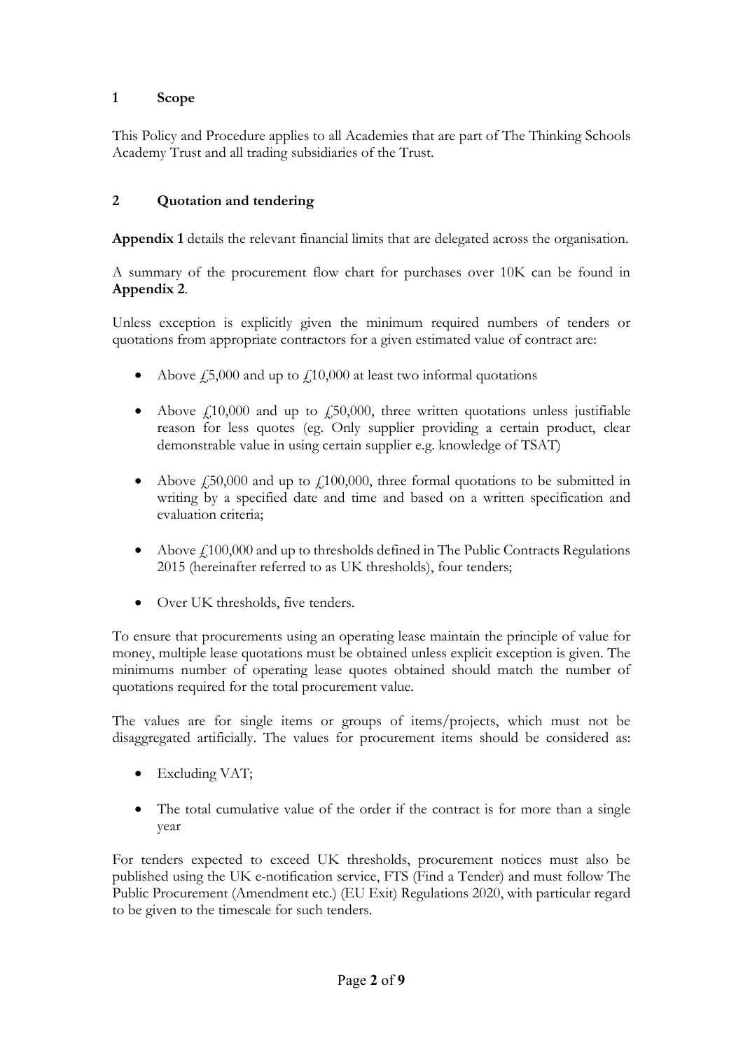## 1 Scope

This Policy and Procedure applies to all Academies that are part of The Thinking Schools Academy Trust and all trading subsidiaries of the Trust.

## 2 Quotation and tendering

**Appendix 1** details the relevant financial limits that are delegated across the organisation.

A summary of the procurement flow chart for purchases over 10K can be found in **Appendix 2**.

Unless exception is explicitly given the minimum required numbers of tenders or quotations from appropriate contractors for a given estimated value of contract are:

- Above £5,000 and up to £10,000 at least two informal quotations
- Above £10,000 and up to £50,000, three written quotations unless justifiable reason for less quotes (eg. Only supplier providing a certain product, clear demonstrable value in using certain supplier e.g. knowledge of TSAT)
- Above £50,000 and up to £100,000, three formal quotations to be submitted in writing by a specified date and time and based on a written specification and evaluation criteria;
- Above £100,000 and up to thresholds defined in The Public Contracts Regulations 2015 (hereinafter referred to as UK thresholds), four tenders;
- Over UK thresholds, five tenders.

To ensure that procurements using an operating lease maintain the principle of value for money, multiple lease quotations must be obtained unless explicit exception is given. The minimums number of operating lease quotes obtained should match the number of quotations required for the total procurement value.

The values are for single items or groups of items/projects, which must not be disaggregated artificially. The values for procurement items should be considered as:

- Excluding VAT;
- The total cumulative value of the order if the contract is for more than a single year

For tenders expected to exceed UK thresholds, procurement notices must also be published using the UK e-notification service, FTS (Find a Tender) and must follow The Public Procurement (Amendment etc.) (EU Exit) Regulations 2020, with particular regard to be given to the timescale for such tenders.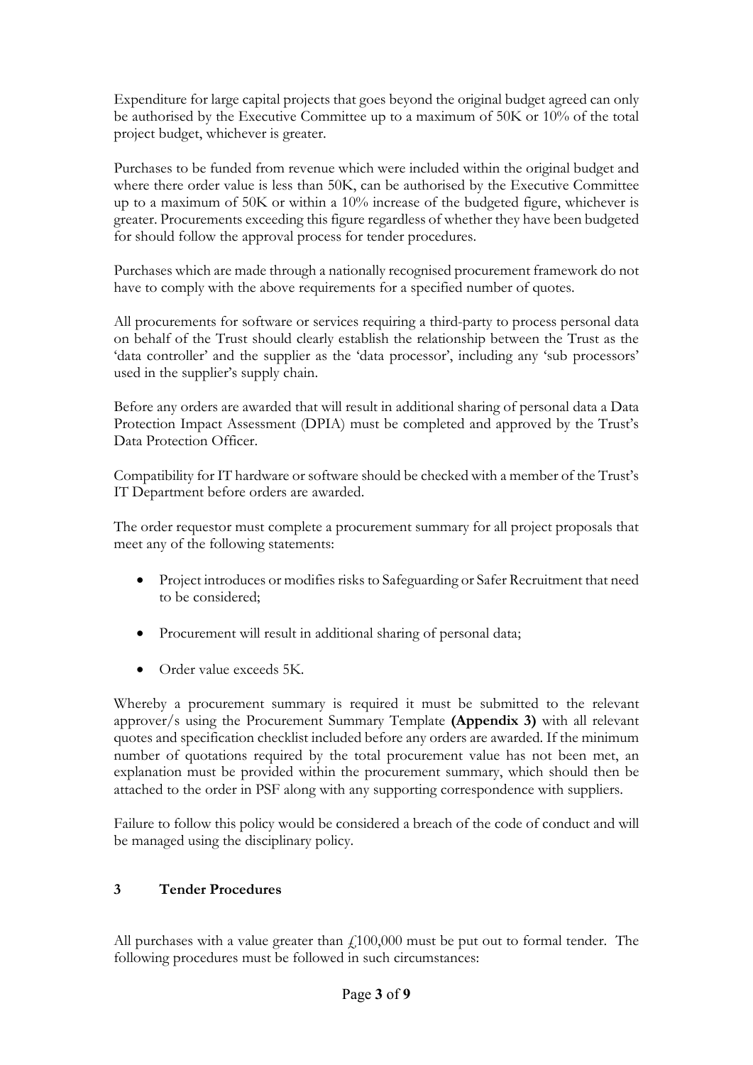Expenditure for large capital projects that goes beyond the original budget agreed can only be authorised by the Executive Committee up to a maximum of 50K or 10% of the total project budget, whichever is greater.

Purchases to be funded from revenue which were included within the original budget and where there order value is less than 50K, can be authorised by the Executive Committee up to a maximum of 50K or within a 10% increase of the budgeted figure, whichever is greater. Procurements exceeding this figure regardless of whether they have been budgeted for should follow the approval process for tender procedures.

Purchases which are made through a nationally recognised procurement framework do not have to comply with the above requirements for a specified number of quotes.

All procurements for software or services requiring a third-party to process personal data on behalf of the Trust should clearly establish the relationship between the Trust as the 'data controller' and the supplier as the 'data processor', including any 'sub processors' used in the supplier's supply chain.

Before any orders are awarded that will result in additional sharing of personal data a Data Protection Impact Assessment (DPIA) must be completed and approved by the Trust's Data Protection Officer.

Compatibility for IT hardware or software should be checked with a member of the Trust's IT Department before orders are awarded.

The order requestor must complete a procurement summary for all project proposals that meet any of the following statements:

- Project introduces or modifies risks to Safeguarding or Safer Recruitment that need to be considered;
- Procurement will result in additional sharing of personal data;
- Order value exceeds 5K.

Whereby a procurement summary is required it must be submitted to the relevant approver/s using the Procurement Summary Template **(Appendix 3)** with all relevant quotes and specification checklist included before any orders are awarded. If the minimum number of quotations required by the total procurement value has not been met, an explanation must be provided within the procurement summary, which should then be attached to the order in PSF along with any supporting correspondence with suppliers.

Failure to follow this policy would be considered a breach of the code of conduct and will be managed using the disciplinary policy.

## 3 Tender Procedures

All purchases with a value greater than £100,000 must be put out to formal tender. The following procedures must be followed in such circumstances: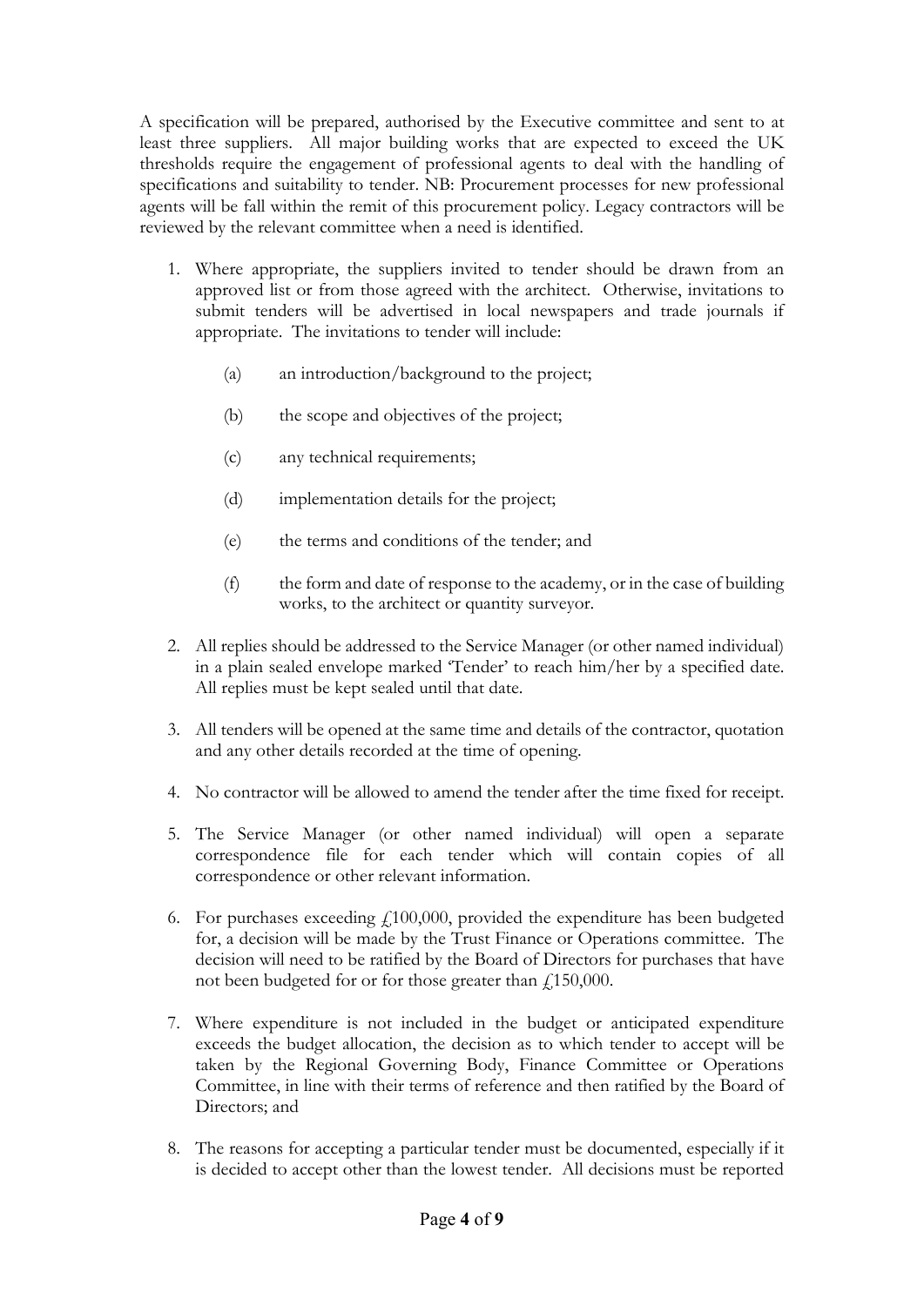A specification will be prepared, authorised by the Executive committee and sent to at least three suppliers. All major building works that are expected to exceed the UK thresholds require the engagement of professional agents to deal with the handling of specifications and suitability to tender. NB: Procurement processes for new professional agents will be fall within the remit of this procurement policy. Legacy contractors will be reviewed by the relevant committee when a need is identified.

1. Where appropriate, the suppliers invited to tender should be drawn from an approved list or from those agreed with the architect. Otherwise, invitations to submit tenders will be advertised in local newspapers and trade journals if appropriate. The invitations to tender will include:

   (a) an introduction/background to the project;

   (b) the scope and objectives of the project;

   (c) any technical requirements;

   (d) implementation details for the project;

   (e) the terms and conditions of the tender; and

   (f) the form and date of response to the academy, or in the case of building works, to the architect or quantity surveyor.

2. All replies should be addressed to the Service Manager (or other named individual) in a plain sealed envelope marked 'Tender' to reach him/her by a specified date. All replies must be kept sealed until that date.

3. All tenders will be opened at the same time and details of the contractor, quotation and any other details recorded at the time of opening.

4. No contractor will be allowed to amend the tender after the time fixed for receipt.

5. The Service Manager (or other named individual) will open a separate correspondence file for each tender which will contain copies of all correspondence or other relevant information.

6. For purchases exceeding £100,000, provided the expenditure has been budgeted for, a decision will be made by the Trust Finance or Operations committee. The decision will need to be ratified by the Board of Directors for purchases that have not been budgeted for or for those greater than £150,000.

7. Where expenditure is not included in the budget or anticipated expenditure exceeds the budget allocation, the decision as to which tender to accept will be taken by the Regional Governing Body, Finance Committee or Operations Committee, in line with their terms of reference and then ratified by the Board of Directors; and

8. The reasons for accepting a particular tender must be documented, especially if it is decided to accept other than the lowest tender. All decisions must be reported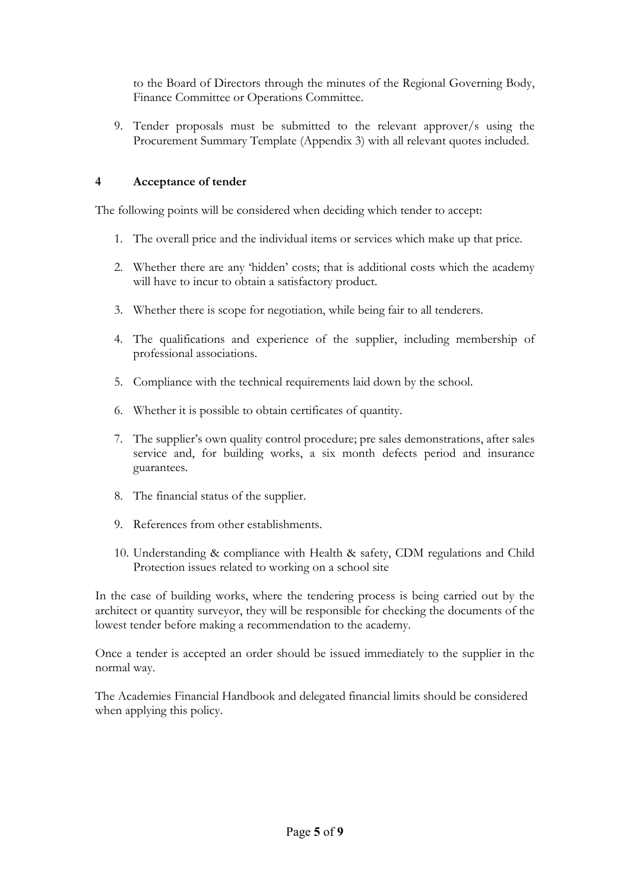to the Board of Directors through the minutes of the Regional Governing Body, Finance Committee or Operations Committee.

9. Tender proposals must be submitted to the relevant approver/s using the Procurement Summary Template (Appendix 3) with all relevant quotes included.

## 4 Acceptance of tender

The following points will be considered when deciding which tender to accept:

1. The overall price and the individual items or services which make up that price.
2. Whether there are any 'hidden' costs; that is additional costs which the academy will have to incur to obtain a satisfactory product.
3. Whether there is scope for negotiation, while being fair to all tenderers.
4. The qualifications and experience of the supplier, including membership of professional associations.
5. Compliance with the technical requirements laid down by the school.
6. Whether it is possible to obtain certificates of quantity.
7. The supplier's own quality control procedure; pre sales demonstrations, after sales service and, for building works, a six month defects period and insurance guarantees.
8. The financial status of the supplier.
9. References from other establishments.
10. Understanding & compliance with Health & safety, CDM regulations and Child Protection issues related to working on a school site

In the case of building works, where the tendering process is being carried out by the architect or quantity surveyor, they will be responsible for checking the documents of the lowest tender before making a recommendation to the academy.

Once a tender is accepted an order should be issued immediately to the supplier in the normal way.

The Academies Financial Handbook and delegated financial limits should be considered when applying this policy.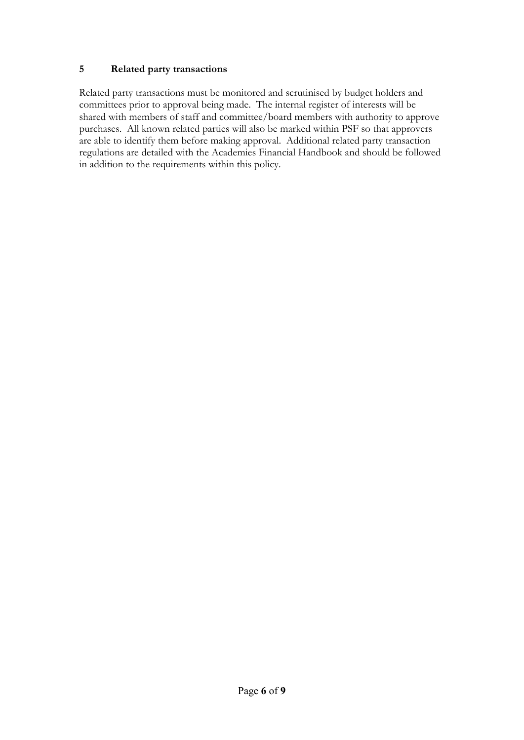## 5 Related party transactions

Related party transactions must be monitored and scrutinised by budget holders and committees prior to approval being made. The internal register of interests will be shared with members of staff and committee/board members with authority to approve purchases. All known related parties will also be marked within PSF so that approvers are able to identify them before making approval. Additional related party transaction regulations are detailed with the Academies Financial Handbook and should be followed in addition to the requirements within this policy.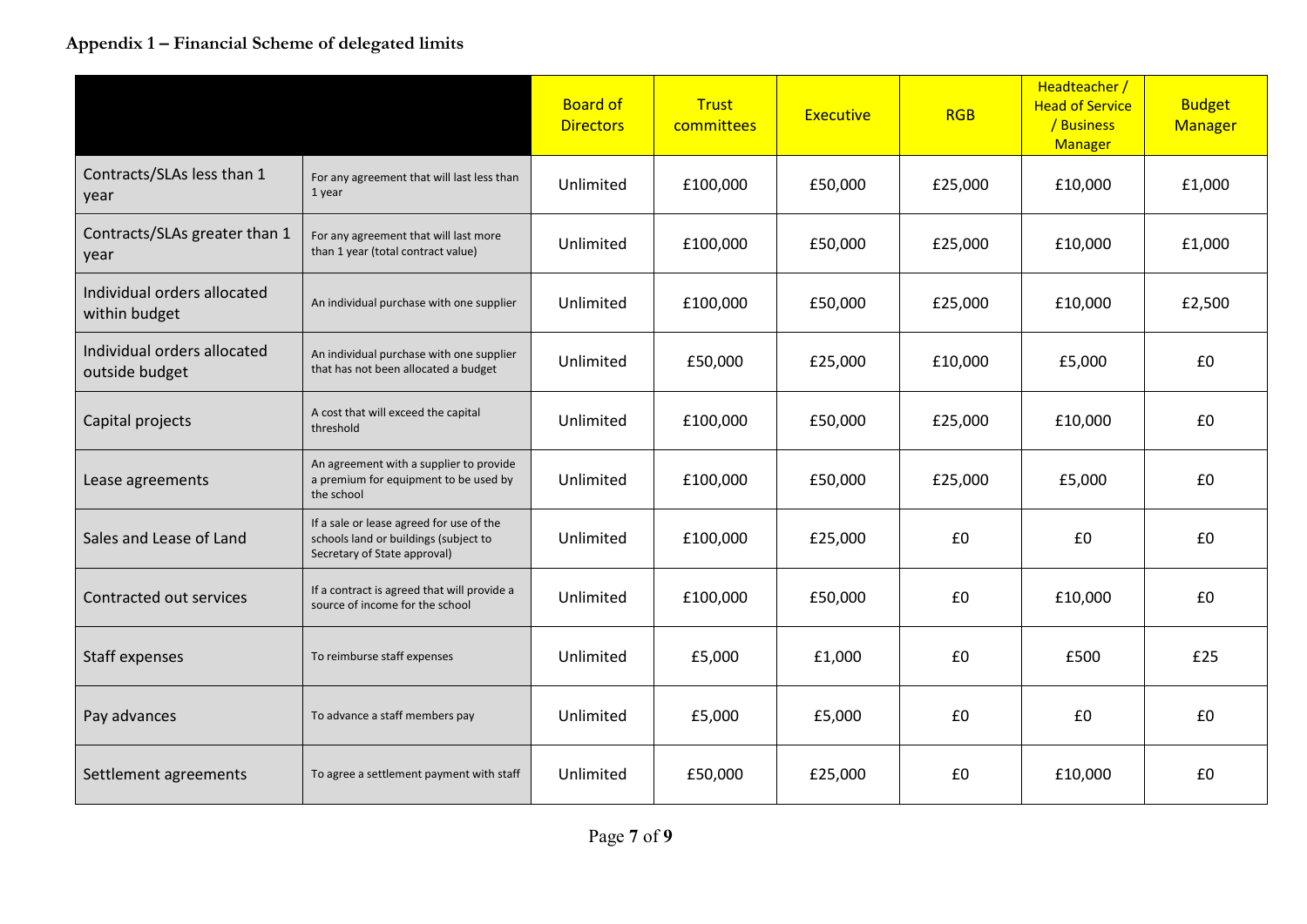**Appendix 1 – Financial Scheme of delegated limits**

| | | Board of Directors | Trust committees | Executive | RGB | Headteacher / Head of Service / Business Manager | Budget Manager |
|---|---|---|---|---|---|---|---|
| Contracts/SLAs less than 1 year | For any agreement that will last less than 1 year | Unlimited | £100,000 | £50,000 | £25,000 | £10,000 | £1,000 |
| Contracts/SLAs greater than 1 year | For any agreement that will last more than 1 year (total contract value) | Unlimited | £100,000 | £50,000 | £25,000 | £10,000 | £1,000 |
| Individual orders allocated within budget | An individual purchase with one supplier | Unlimited | £100,000 | £50,000 | £25,000 | £10,000 | £2,500 |
| Individual orders allocated outside budget | An individual purchase with one supplier that has not been allocated a budget | Unlimited | £50,000 | £25,000 | £10,000 | £5,000 | £0 |
| Capital projects | A cost that will exceed the capital threshold | Unlimited | £100,000 | £50,000 | £25,000 | £10,000 | £0 |
| Lease agreements | An agreement with a supplier to provide a premium for equipment to be used by the school | Unlimited | £100,000 | £50,000 | £25,000 | £5,000 | £0 |
| Sales and Lease of Land | If a sale or lease agreed for use of the schools land or buildings (subject to Secretary of State approval) | Unlimited | £100,000 | £25,000 | £0 | £0 | £0 |
| Contracted out services | If a contract is agreed that will provide a source of income for the school | Unlimited | £100,000 | £50,000 | £0 | £10,000 | £0 |
| Staff expenses | To reimburse staff expenses | Unlimited | £5,000 | £1,000 | £0 | £500 | £25 |
| Pay advances | To advance a staff members pay | Unlimited | £5,000 | £5,000 | £0 | £0 | £0 |
| Settlement agreements | To agree a settlement payment with staff | Unlimited | £50,000 | £25,000 | £0 | £10,000 | £0 |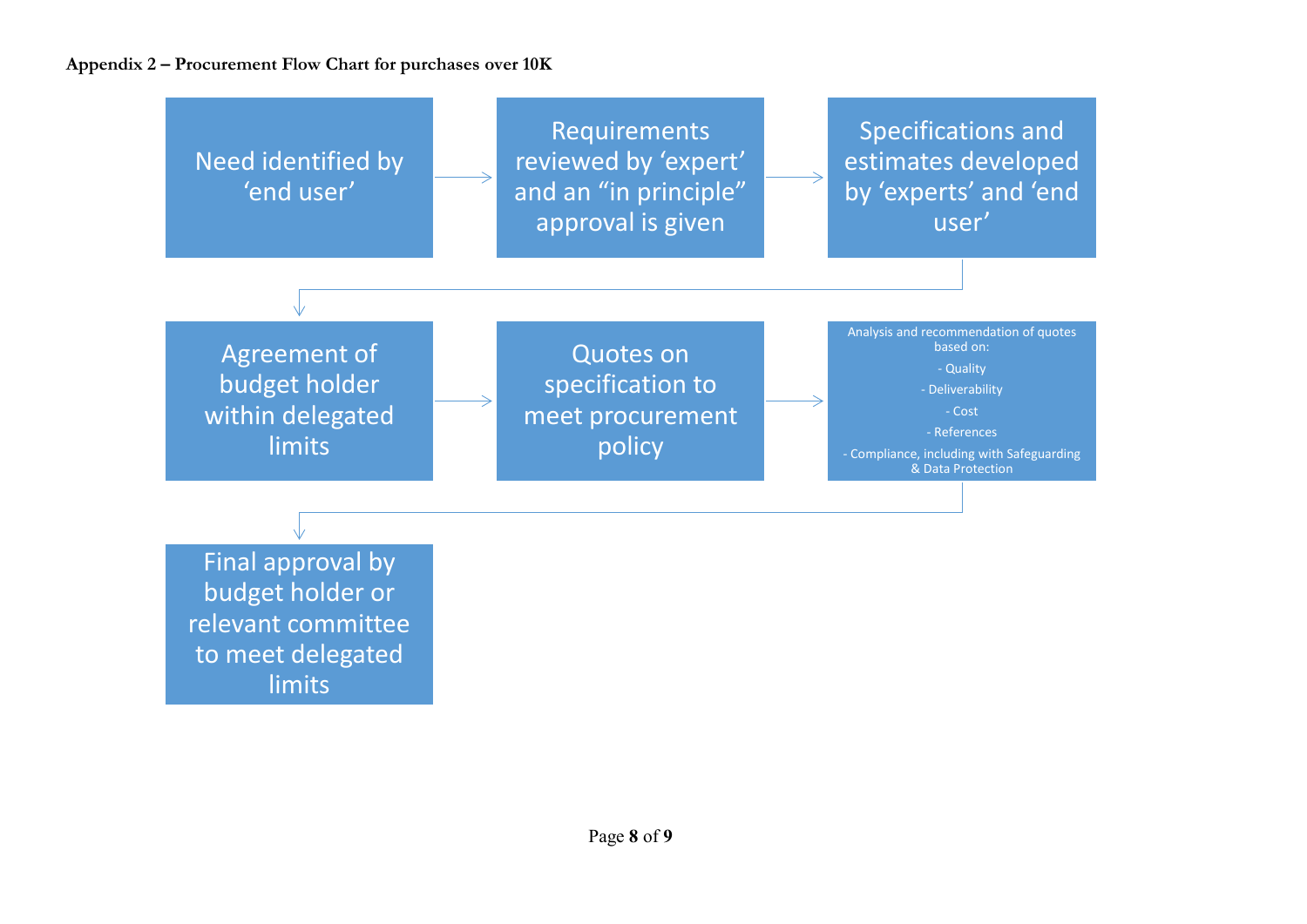**Appendix 2 – Procurement Flow Chart for purchases over 10K**

1. Need identified by 'end user'
2. Requirements reviewed by 'expert' and an "in principle" approval is given
3. Specifications and estimates developed by 'experts' and 'end user'
4. Agreement of budget holder within delegated limits
5. Quotes on specification to meet procurement policy
6. Analysis and recommendation of quotes based on:
   - Quality
   - Deliverability
   - Cost
   - References
   - Compliance, including with Safeguarding & Data Protection
7. Final approval by budget holder or relevant committee to meet delegated limits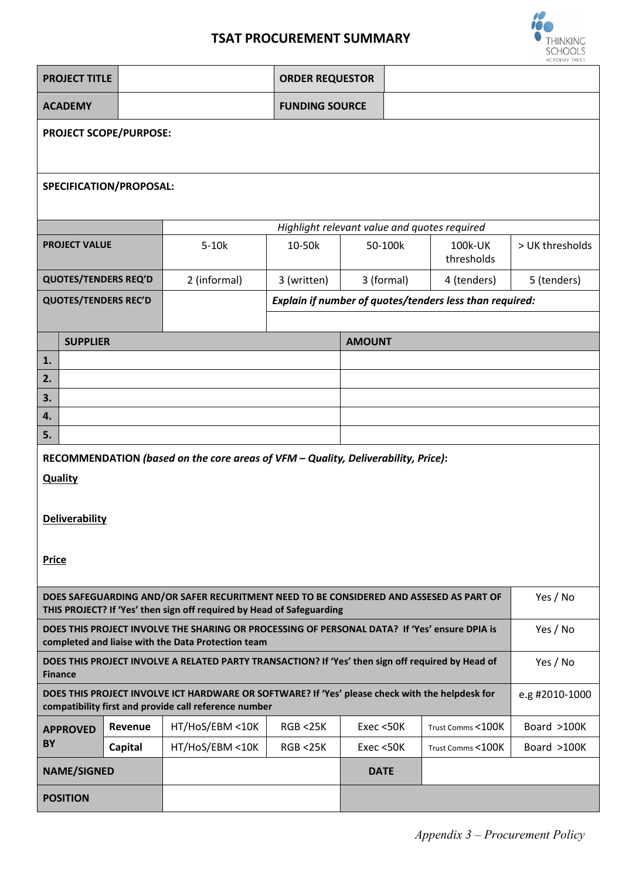# TSAT PROCUREMENT SUMMARY

THINKING SCHOOLS ACADEMY TRUST

| | | | |
|---|---|---|---|
| **PROJECT TITLE** | | **ORDER REQUESTOR** | |
| **ACADEMY** | | **FUNDING SOURCE** | |

**PROJECT SCOPE/PURPOSE:**

**SPECIFICATION/PROPOSAL:**

| | | | | | |
|---|---|---|---|---|---|
| | *Highlight relevant value and quotes required* | | | | |
| **PROJECT VALUE** | 5-10k | 10-50k | 50-100k | 100k-UK thresholds | > UK thresholds |
| **QUOTES/TENDERS REQ'D** | 2 (informal) | 3 (written) | 3 (formal) | 4 (tenders) | 5 (tenders) |
| **QUOTES/TENDERS REC'D** | | ***Explain if number of quotes/tenders less than required:*** | | | |

| | **SUPPLIER** | **AMOUNT** |
|---|---|---|
| **1.** | | |
| **2.** | | |
| **3.** | | |
| **4.** | | |
| **5.** | | |

**RECOMMENDATION** ***(based on the core areas of VFM – Quality, Deliverability, Price)*****:**

**Quality**

**Deliverability**

**Price**

| | |
|---|---|
| **DOES SAFEGUARDING AND/OR SAFER RECURITMENT NEED TO BE CONSIDERED AND ASSESED AS PART OF THIS PROJECT? If 'Yes' then sign off required by Head of Safeguarding** | Yes / No |
| **DOES THIS PROJECT INVOLVE THE SHARING OR PROCESSING OF PERSONAL DATA? If 'Yes' ensure DPIA is completed and liaise with the Data Protection team** | Yes / No |
| **DOES THIS PROJECT INVOLVE A RELATED PARTY TRANSACTION? If 'Yes' then sign off required by Head of Finance** | Yes / No |
| **DOES THIS PROJECT INVOLVE ICT HARDWARE OR SOFTWARE? If 'Yes' please check with the helpdesk for compatibility first and provide call reference number** | e.g #2010-1000 |

| | | | | | | |
|---|---|---|---|---|---|---|
| **APPROVED BY** | **Revenue** | HT/HoS/EBM <10K | RGB <25K | Exec <50K | Trust Comms <100K | Board >100K |
| | **Capital** | HT/HoS/EBM <10K | RGB <25K | Exec <50K | Trust Comms <100K | Board >100K |

| | | | |
|---|---|---|---|
| **NAME/SIGNED** | | **DATE** | |
| **POSITION** | | | |

*Appendix 3 – Procurement Policy*